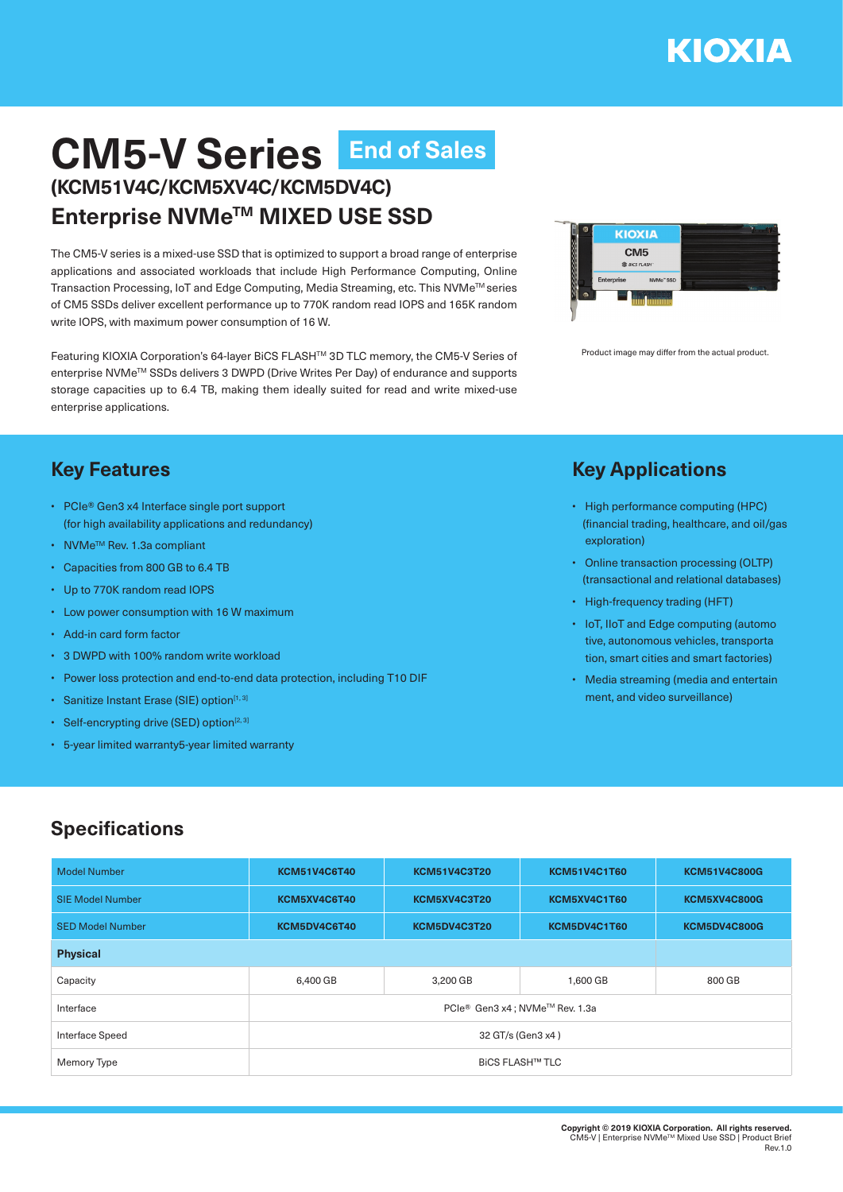# CM5-V Series End of Sales

## (KCM51V4C/KCM5XV4C/KCM5DV4C)

## Enterprise NVMe™ MIXED USE SSD

The CM5-V series is a mixed-use SSD that is optimized to support a broad range of enterprise applications and associated workloads that include High Performance Computing, Online Transaction Processing, IoT and Edge Computing, Media Streaming, etc. This NVMe™ series of CM5 SSDs deliver excellent performance up to 770K random read IOPS and 165K random write IOPS, with maximum power consumption of 16 W.

Featuring KIOXIA Corporation's 64-layer BiCS FLASH™ 3D TLC memory, the CM5-V Series of enterprise NVMe™ SSDs delivers 3 DWPD (Drive Writes Per Day) of endurance and supports storage capacities up to 6.4 TB, making them ideally suited for read and write mixed-use enterprise applications.

Product image may differ from the actual product.

## Key Features

- PCIe® Gen3 x4 Interface single port support (for high availability applications and redundancy)
- NVMe™ Rev. 1.3a compliant
- Capacities from 800 GB to 6.4 TB
- Up to 770K random read IOPS
- Low power consumption with 16 W maximum
- Add-in card form factor
- 3 DWPD with 100% random write workload
- Power loss protection and end-to-end data protection, including T10 DIF
- Sanitize Instant Erase (SIE) option[1, 3]
- Self-encrypting drive (SED) option[2, 3]
- 5-year limited warranty5-year limited warranty

## Key Applications

- High performance computing (HPC) (financial trading, healthcare, and oil/gas exploration)
- Online transaction processing (OLTP) (transactional and relational databases)
- High-frequency trading (HFT)
- IoT, IIoT and Edge computing (automo tive, autonomous vehicles, transporta tion, smart cities and smart factories)
- Media streaming (media and entertain ment, and video surveillance)

## Specifications

| Model Number | KCM51V4C6T40 | KCM51V4C3T20 | KCM51V4C1T60 | KCM51V4C800G |
|---|---|---|---|---|
| SIE Model Number | KCM5XV4C6T40 | KCM5XV4C3T20 | KCM5XV4C1T60 | KCM5XV4C800G |
| SED Model Number | KCM5DV4C6T40 | KCM5DV4C3T20 | KCM5DV4C1T60 | KCM5DV4C800G |
| **Physical** | | | | |
| Capacity | 6,400 GB | 3,200 GB | 1,600 GB | 800 GB |
| Interface | PCIe® Gen3 x4 ; NVMe™ Rev. 1.3a | | | |
| Interface Speed | 32 GT/s (Gen3 x4 ) | | | |
| Memory Type | BiCS FLASH™ TLC | | | |

**Copyright © 2019 KIOXIA Corporation. All rights reserved.**
CM5-V | Enterprise NVMe™ Mixed Use SSD | Product Brief
Rev.1.0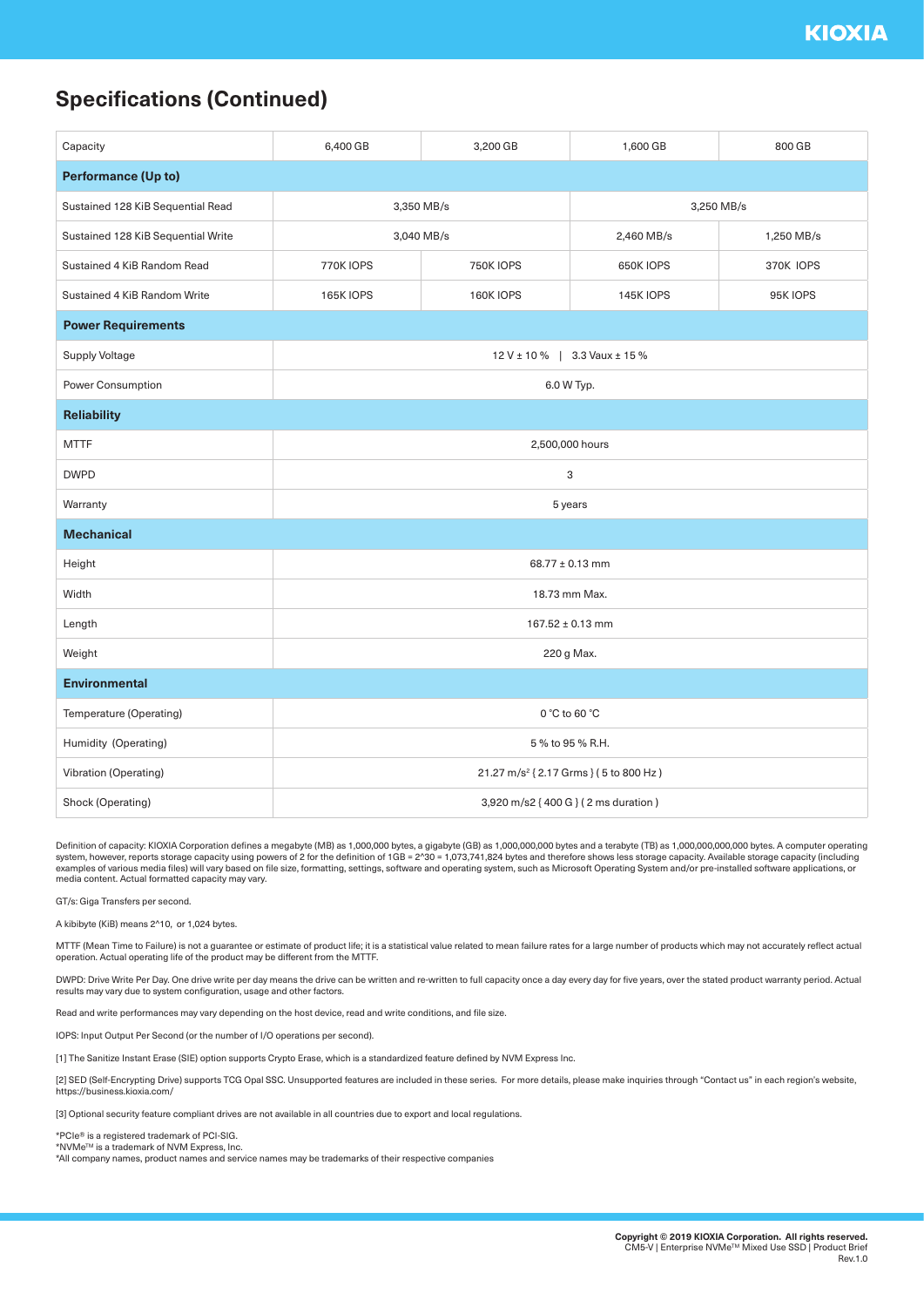## Specifications (Continued)

| Capacity | 6,400 GB | 3,200 GB | 1,600 GB | 800 GB |
|---|---|---|---|---|
| **Performance (Up to)** | | | | |
| Sustained 128 KiB Sequential Read | 3,350 MB/s | | 3,250 MB/s | |
| Sustained 128 KiB Sequential Write | 3,040 MB/s | | 2,460 MB/s | 1,250 MB/s |
| Sustained 4 KiB Random Read | 770K IOPS | 750K IOPS | 650K IOPS | 370K IOPS |
| Sustained 4 KiB Random Write | 165K IOPS | 160K IOPS | 145K IOPS | 95K IOPS |
| **Power Requirements** | | | | |
| Supply Voltage | 12 V ± 10 % \| 3.3 Vaux ± 15 % | | | |
| Power Consumption | 6.0 W Typ. | | | |
| **Reliability** | | | | |
| MTTF | 2,500,000 hours | | | |
| DWPD | 3 | | | |
| Warranty | 5 years | | | |
| **Mechanical** | | | | |
| Height | 68.77 ± 0.13 mm | | | |
| Width | 18.73 mm Max. | | | |
| Length | 167.52 ± 0.13 mm | | | |
| Weight | 220 g Max. | | | |
| **Environmental** | | | | |
| Temperature (Operating) | 0 °C to 60 °C | | | |
| Humidity (Operating) | 5 % to 95 % R.H. | | | |
| Vibration (Operating) | 21.27 $m/s^2$ { 2.17 Grms } ( 5 to 800 Hz ) | | | |
| Shock (Operating) | 3,920 m/s2 { 400 G } ( 2 ms duration ) | | | |

Definition of capacity: KIOXIA Corporation defines a megabyte (MB) as 1,000,000 bytes, a gigabyte (GB) as 1,000,000,000 bytes and a terabyte (TB) as 1,000,000,000,000 bytes. A computer operating system, however, reports storage capacity using powers of 2 for the definition of 1GB = 2^30 = 1,073,741,824 bytes and therefore shows less storage capacity. Available storage capacity (including examples of various media files) will vary based on file size, formatting, settings, software and operating system, such as Microsoft Operating System and/or pre-installed software applications, or media content. Actual formatted capacity may vary.

GT/s: Giga Transfers per second.

A kibibyte (KiB) means 2^10, or 1,024 bytes.

MTTF (Mean Time to Failure) is not a guarantee or estimate of product life; it is a statistical value related to mean failure rates for a large number of products which may not accurately reflect actual operation. Actual operating life of the product may be different from the MTTF.

DWPD: Drive Write Per Day. One drive write per day means the drive can be written and re-written to full capacity once a day every day for five years, over the stated product warranty period. Actual results may vary due to system configuration, usage and other factors.

Read and write performances may vary depending on the host device, read and write conditions, and file size.

IOPS: Input Output Per Second (or the number of I/O operations per second).

[1] The Sanitize Instant Erase (SIE) option supports Crypto Erase, which is a standardized feature defined by NVM Express Inc.

[2] SED (Self-Encrypting Drive) supports TCG Opal SSC. Unsupported features are included in these series. For more details, please make inquiries through "Contact us" in each region's website, https://business.kioxia.com/

[3] Optional security feature compliant drives are not available in all countries due to export and local regulations.

*PCIe® is a registered trademark of PCI-SIG.
*NVMe™ is a trademark of NVM Express, Inc.
*All company names, product names and service names may be trademarks of their respective companies

**Copyright © 2019 KIOXIA Corporation. All rights reserved.**
CM5-V | Enterprise NVMe™ Mixed Use SSD | Product Brief
Rev.1.0